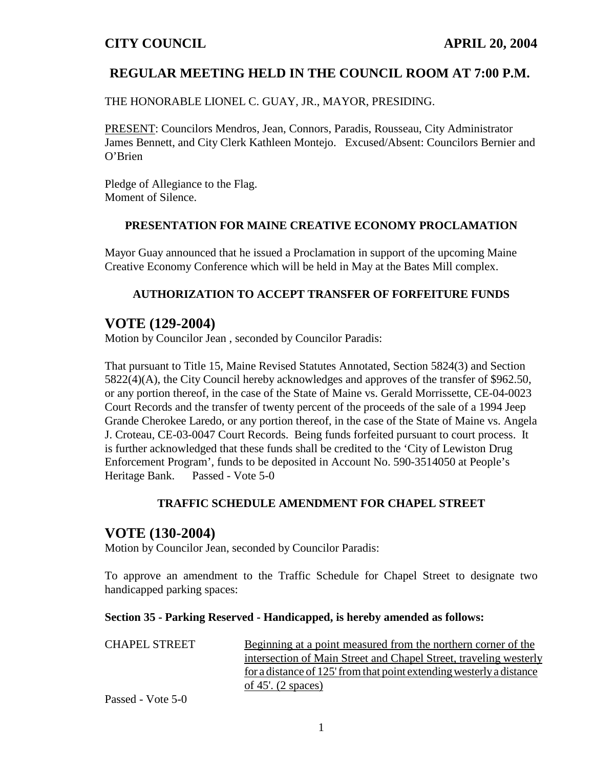**CITY COUNCIL** **APRIL 20, 2004**

## REGULAR MEETING HELD IN THE COUNCIL ROOM AT 7:00 P.M.

THE HONORABLE LIONEL C. GUAY, JR., MAYOR, PRESIDING.

PRESENT: Councilors Mendros, Jean, Connors, Paradis, Rousseau, City Administrator James Bennett, and City Clerk Kathleen Montejo. Excused/Absent: Councilors Bernier and O'Brien

Pledge of Allegiance to the Flag.
Moment of Silence.

### PRESENTATION FOR MAINE CREATIVE ECONOMY PROCLAMATION

Mayor Guay announced that he issued a Proclamation in support of the upcoming Maine Creative Economy Conference which will be held in May at the Bates Mill complex.

### AUTHORIZATION TO ACCEPT TRANSFER OF FORFEITURE FUNDS

## VOTE (129-2004)

Motion by Councilor Jean , seconded by Councilor Paradis:

That pursuant to Title 15, Maine Revised Statutes Annotated, Section 5824(3) and Section 5822(4)(A), the City Council hereby acknowledges and approves of the transfer of $962.50, or any portion thereof, in the case of the State of Maine vs. Gerald Morrissette, CE-04-0023 Court Records and the transfer of twenty percent of the proceeds of the sale of a 1994 Jeep Grande Cherokee Laredo, or any portion thereof, in the case of the State of Maine vs. Angela J. Croteau, CE-03-0047 Court Records. Being funds forfeited pursuant to court process. It is further acknowledged that these funds shall be credited to the 'City of Lewiston Drug Enforcement Program', funds to be deposited in Account No. 590-3514050 at People's Heritage Bank. Passed - Vote 5-0

### TRAFFIC SCHEDULE AMENDMENT FOR CHAPEL STREET

## VOTE (130-2004)

Motion by Councilor Jean, seconded by Councilor Paradis:

To approve an amendment to the Traffic Schedule for Chapel Street to designate two handicapped parking spaces:

**Section 35 - Parking Reserved - Handicapped, is hereby amended as follows:**

CHAPEL STREET — Beginning at a point measured from the northern corner of the intersection of Main Street and Chapel Street, traveling westerly for a distance of 125' from that point extending westerly a distance of 45'. (2 spaces)

Passed - Vote 5-0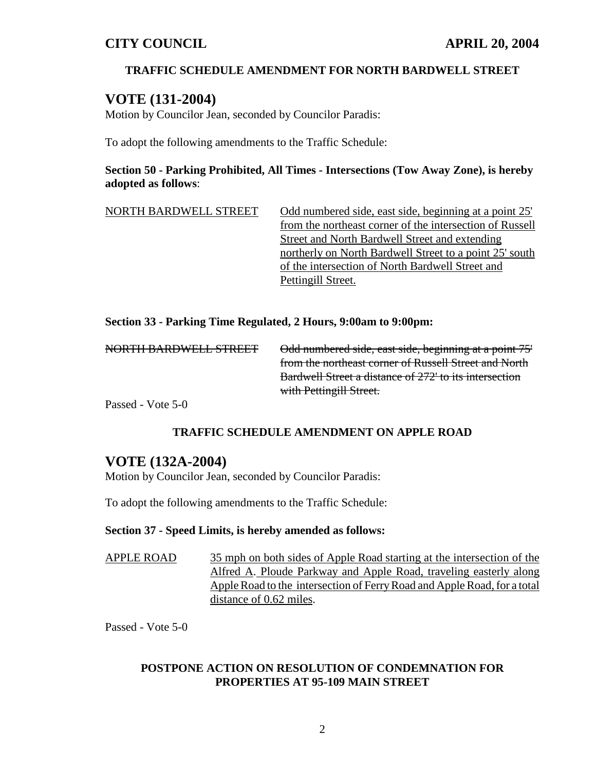### TRAFFIC SCHEDULE AMENDMENT FOR NORTH BARDWELL STREET

## VOTE (131-2004)

Motion by Councilor Jean, seconded by Councilor Paradis:

To adopt the following amendments to the Traffic Schedule:

**Section 50 - Parking Prohibited, All Times - Intersections (Tow Away Zone), is hereby adopted as follows**:

<u>NORTH BARDWELL STREET</u> <u>Odd numbered side, east side, beginning at a point 25' from the northeast corner of the intersection of Russell Street and North Bardwell Street and extending northerly on North Bardwell Street to a point 25' south of the intersection of North Bardwell Street and Pettingill Street.</u>

**Section 33 - Parking Time Regulated, 2 Hours, 9:00am to 9:00pm:**

~~NORTH BARDWELL STREET~~ ~~Odd numbered side, east side, beginning at a point 75' from the northeast corner of Russell Street and North Bardwell Street a distance of 272' to its intersection with Pettingill Street.~~

Passed - Vote 5-0

### TRAFFIC SCHEDULE AMENDMENT ON APPLE ROAD

## VOTE (132A-2004)

Motion by Councilor Jean, seconded by Councilor Paradis:

To adopt the following amendments to the Traffic Schedule:

**Section 37 - Speed Limits, is hereby amended as follows:**

<u>APPLE ROAD</u> <u>35 mph on both sides of Apple Road starting at the intersection of the Alfred A. Ploude Parkway and Apple Road, traveling easterly along Apple Road to the intersection of Ferry Road and Apple Road, for a total distance of 0.62 miles</u>.

Passed - Vote 5-0

### POSTPONE ACTION ON RESOLUTION OF CONDEMNATION FOR PROPERTIES AT 95-109 MAIN STREET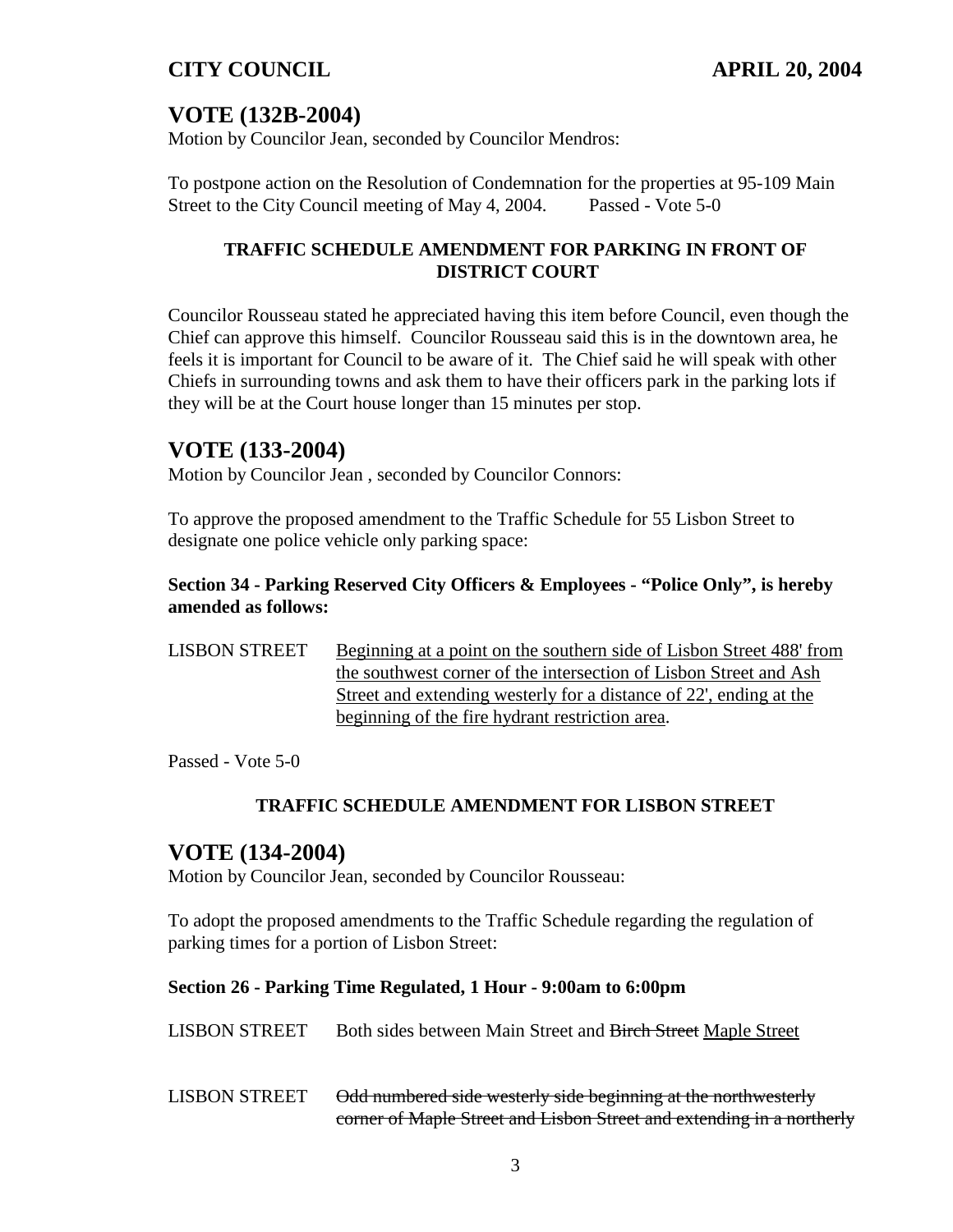## VOTE (132B-2004)

Motion by Councilor Jean, seconded by Councilor Mendros:

To postpone action on the Resolution of Condemnation for the properties at 95-109 Main Street to the City Council meeting of May 4, 2004. Passed - Vote 5-0

**TRAFFIC SCHEDULE AMENDMENT FOR PARKING IN FRONT OF DISTRICT COURT**

Councilor Rousseau stated he appreciated having this item before Council, even though the Chief can approve this himself. Councilor Rousseau said this is in the downtown area, he feels it is important for Council to be aware of it. The Chief said he will speak with other Chiefs in surrounding towns and ask them to have their officers park in the parking lots if they will be at the Court house longer than 15 minutes per stop.

## VOTE (133-2004)

Motion by Councilor Jean , seconded by Councilor Connors:

To approve the proposed amendment to the Traffic Schedule for 55 Lisbon Street to designate one police vehicle only parking space:

**Section 34 - Parking Reserved City Officers & Employees - "Police Only", is hereby amended as follows:**

LISBON STREET <u>Beginning at a point on the southern side of Lisbon Street 488' from the southwest corner of the intersection of Lisbon Street and Ash Street and extending westerly for a distance of 22', ending at the beginning of the fire hydrant restriction area</u>.

Passed - Vote 5-0

**TRAFFIC SCHEDULE AMENDMENT FOR LISBON STREET**

## VOTE (134-2004)

Motion by Councilor Jean, seconded by Councilor Rousseau:

To adopt the proposed amendments to the Traffic Schedule regarding the regulation of parking times for a portion of Lisbon Street:

**Section 26 - Parking Time Regulated, 1 Hour - 9:00am to 6:00pm**

LISBON STREET Both sides between Main Street and ~~Birch Street~~ <u>Maple Street</u>

LISBON STREET ~~Odd numbered side westerly side beginning at the northwesterly corner of Maple Street and Lisbon Street and extending in a northerly~~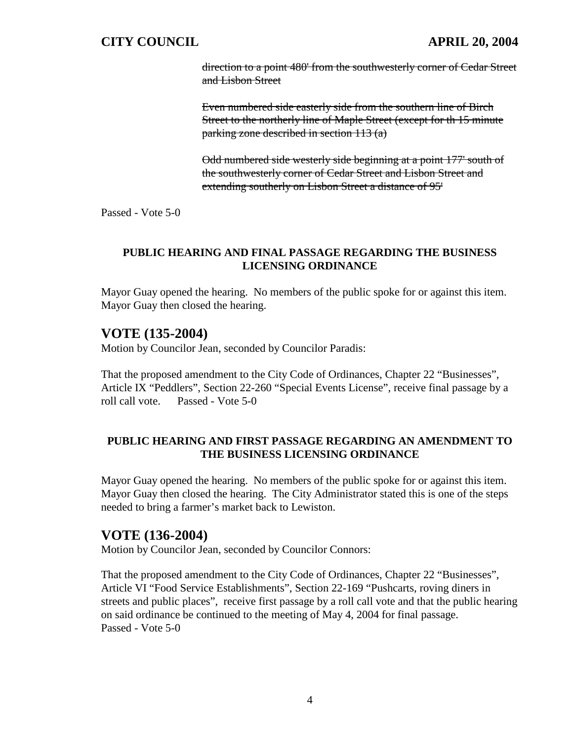~~direction to a point 480' from the southwesterly corner of Cedar Street and Lisbon Street~~

~~Even numbered side easterly side from the southern line of Birch Street to the northerly line of Maple Street (except for th 15 minute parking zone described in section 113 (a)~~

~~Odd numbered side westerly side beginning at a point 177' south of the southwesterly corner of Cedar Street and Lisbon Street and extending southerly on Lisbon Street a distance of 95'~~

Passed - Vote 5-0

**PUBLIC HEARING AND FINAL PASSAGE REGARDING THE BUSINESS LICENSING ORDINANCE**

Mayor Guay opened the hearing. No members of the public spoke for or against this item. Mayor Guay then closed the hearing.

## VOTE (135-2004)

Motion by Councilor Jean, seconded by Councilor Paradis:

That the proposed amendment to the City Code of Ordinances, Chapter 22 "Businesses", Article IX "Peddlers", Section 22-260 "Special Events License", receive final passage by a roll call vote. Passed - Vote 5-0

**PUBLIC HEARING AND FIRST PASSAGE REGARDING AN AMENDMENT TO THE BUSINESS LICENSING ORDINANCE**

Mayor Guay opened the hearing. No members of the public spoke for or against this item. Mayor Guay then closed the hearing. The City Administrator stated this is one of the steps needed to bring a farmer's market back to Lewiston.

## VOTE (136-2004)

Motion by Councilor Jean, seconded by Councilor Connors:

That the proposed amendment to the City Code of Ordinances, Chapter 22 "Businesses", Article VI "Food Service Establishments", Section 22-169 "Pushcarts, roving diners in streets and public places", receive first passage by a roll call vote and that the public hearing on said ordinance be continued to the meeting of May 4, 2004 for final passage.
Passed - Vote 5-0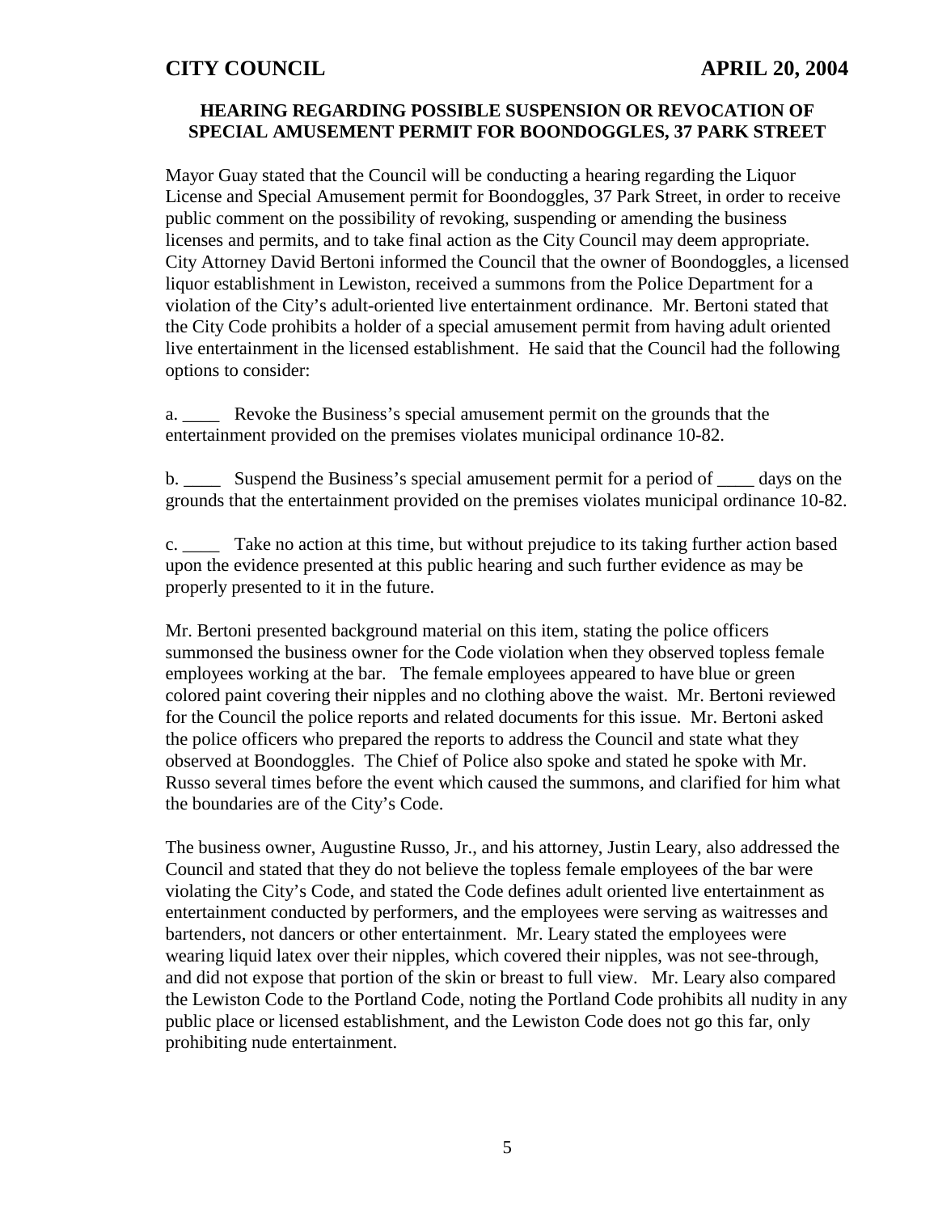## HEARING REGARDING POSSIBLE SUSPENSION OR REVOCATION OF SPECIAL AMUSEMENT PERMIT FOR BOONDOGGLES, 37 PARK STREET

Mayor Guay stated that the Council will be conducting a hearing regarding the Liquor License and Special Amusement permit for Boondoggles, 37 Park Street, in order to receive public comment on the possibility of revoking, suspending or amending the business licenses and permits, and to take final action as the City Council may deem appropriate. City Attorney David Bertoni informed the Council that the owner of Boondoggles, a licensed liquor establishment in Lewiston, received a summons from the Police Department for a violation of the City's adult-oriented live entertainment ordinance. Mr. Bertoni stated that the City Code prohibits a holder of a special amusement permit from having adult oriented live entertainment in the licensed establishment. He said that the Council had the following options to consider:

a. ____ Revoke the Business's special amusement permit on the grounds that the entertainment provided on the premises violates municipal ordinance 10-82.

b. ____ Suspend the Business's special amusement permit for a period of ____ days on the grounds that the entertainment provided on the premises violates municipal ordinance 10-82.

c. ____ Take no action at this time, but without prejudice to its taking further action based upon the evidence presented at this public hearing and such further evidence as may be properly presented to it in the future.

Mr. Bertoni presented background material on this item, stating the police officers summonsed the business owner for the Code violation when they observed topless female employees working at the bar. The female employees appeared to have blue or green colored paint covering their nipples and no clothing above the waist. Mr. Bertoni reviewed for the Council the police reports and related documents for this issue. Mr. Bertoni asked the police officers who prepared the reports to address the Council and state what they observed at Boondoggles. The Chief of Police also spoke and stated he spoke with Mr. Russo several times before the event which caused the summons, and clarified for him what the boundaries are of the City's Code.

The business owner, Augustine Russo, Jr., and his attorney, Justin Leary, also addressed the Council and stated that they do not believe the topless female employees of the bar were violating the City's Code, and stated the Code defines adult oriented live entertainment as entertainment conducted by performers, and the employees were serving as waitresses and bartenders, not dancers or other entertainment. Mr. Leary stated the employees were wearing liquid latex over their nipples, which covered their nipples, was not see-through, and did not expose that portion of the skin or breast to full view. Mr. Leary also compared the Lewiston Code to the Portland Code, noting the Portland Code prohibits all nudity in any public place or licensed establishment, and the Lewiston Code does not go this far, only prohibiting nude entertainment.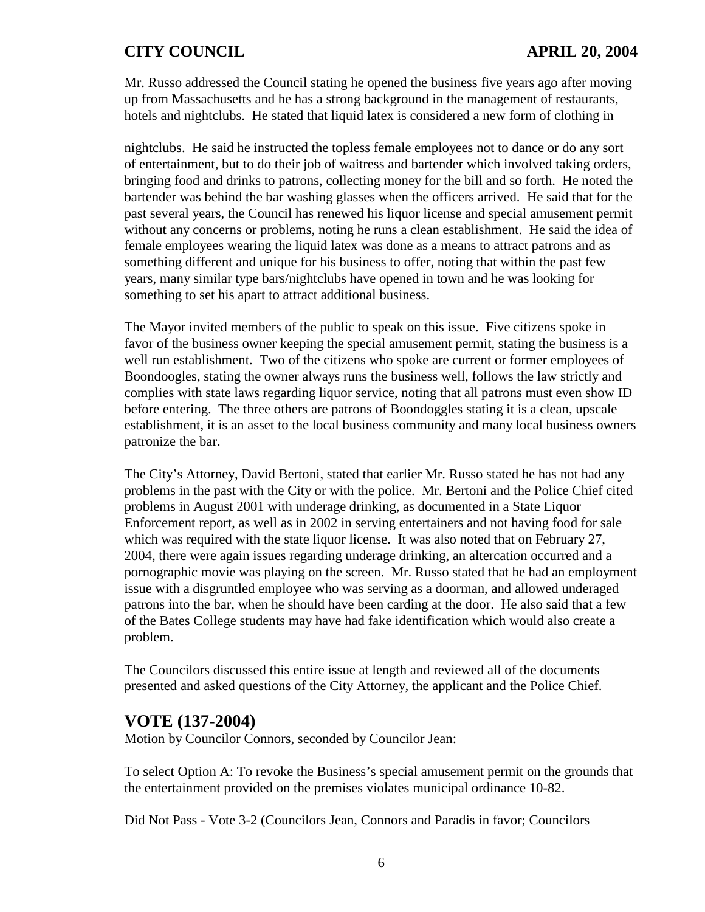Mr. Russo addressed the Council stating he opened the business five years ago after moving up from Massachusetts and he has a strong background in the management of restaurants, hotels and nightclubs. He stated that liquid latex is considered a new form of clothing in

nightclubs. He said he instructed the topless female employees not to dance or do any sort of entertainment, but to do their job of waitress and bartender which involved taking orders, bringing food and drinks to patrons, collecting money for the bill and so forth. He noted the bartender was behind the bar washing glasses when the officers arrived. He said that for the past several years, the Council has renewed his liquor license and special amusement permit without any concerns or problems, noting he runs a clean establishment. He said the idea of female employees wearing the liquid latex was done as a means to attract patrons and as something different and unique for his business to offer, noting that within the past few years, many similar type bars/nightclubs have opened in town and he was looking for something to set his apart to attract additional business.

The Mayor invited members of the public to speak on this issue. Five citizens spoke in favor of the business owner keeping the special amusement permit, stating the business is a well run establishment. Two of the citizens who spoke are current or former employees of Boondoogles, stating the owner always runs the business well, follows the law strictly and complies with state laws regarding liquor service, noting that all patrons must even show ID before entering. The three others are patrons of Boondoggles stating it is a clean, upscale establishment, it is an asset to the local business community and many local business owners patronize the bar.

The City's Attorney, David Bertoni, stated that earlier Mr. Russo stated he has not had any problems in the past with the City or with the police. Mr. Bertoni and the Police Chief cited problems in August 2001 with underage drinking, as documented in a State Liquor Enforcement report, as well as in 2002 in serving entertainers and not having food for sale which was required with the state liquor license. It was also noted that on February 27, 2004, there were again issues regarding underage drinking, an altercation occurred and a pornographic movie was playing on the screen. Mr. Russo stated that he had an employment issue with a disgruntled employee who was serving as a doorman, and allowed underaged patrons into the bar, when he should have been carding at the door. He also said that a few of the Bates College students may have had fake identification which would also create a problem.

The Councilors discussed this entire issue at length and reviewed all of the documents presented and asked questions of the City Attorney, the applicant and the Police Chief.

## VOTE (137-2004)

Motion by Councilor Connors, seconded by Councilor Jean:

To select Option A: To revoke the Business's special amusement permit on the grounds that the entertainment provided on the premises violates municipal ordinance 10-82.

Did Not Pass - Vote 3-2 (Councilors Jean, Connors and Paradis in favor; Councilors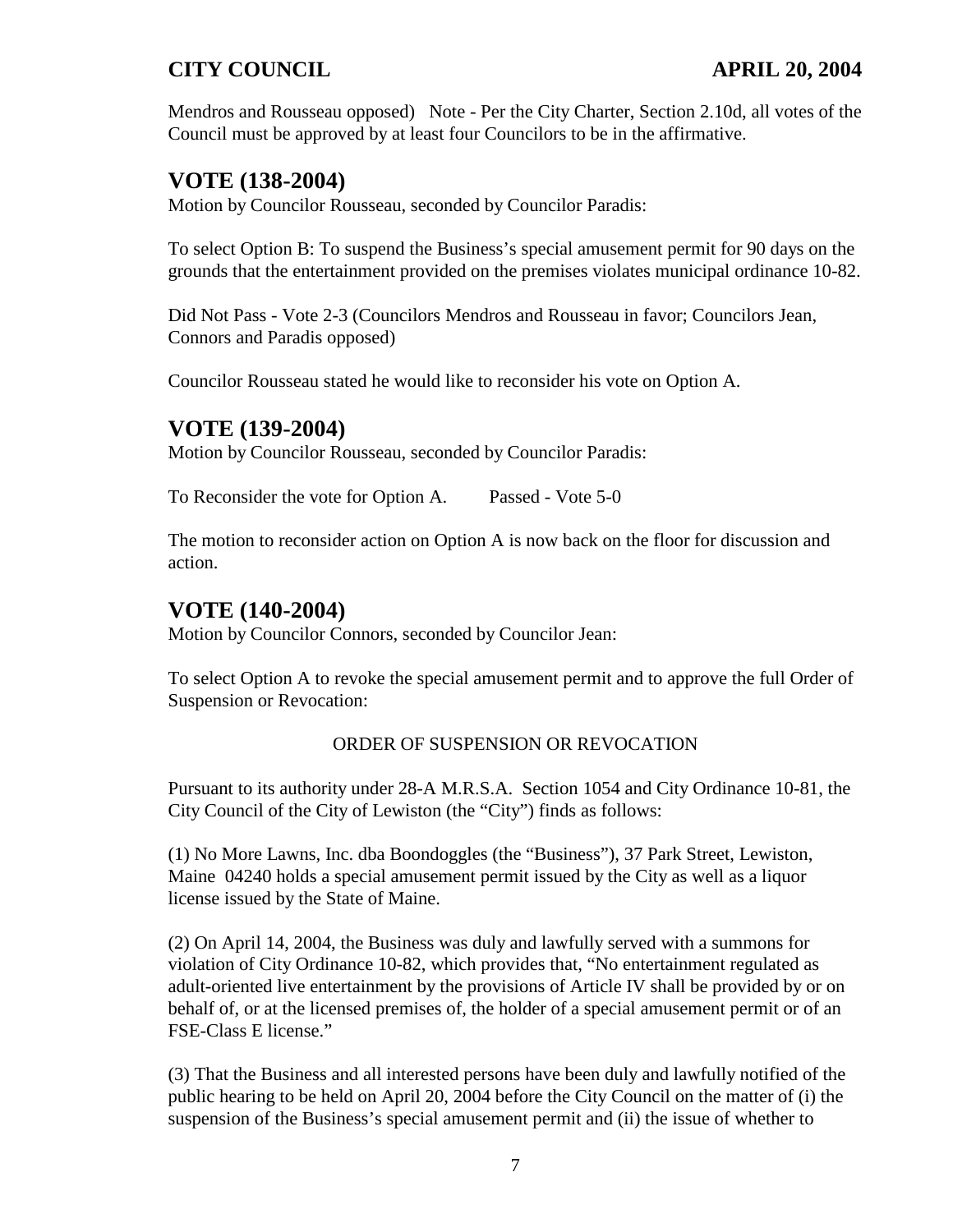Mendros and Rousseau opposed) Note - Per the City Charter, Section 2.10d, all votes of the Council must be approved by at least four Councilors to be in the affirmative.

## VOTE (138-2004)

Motion by Councilor Rousseau, seconded by Councilor Paradis:

To select Option B: To suspend the Business's special amusement permit for 90 days on the grounds that the entertainment provided on the premises violates municipal ordinance 10-82.

Did Not Pass - Vote 2-3 (Councilors Mendros and Rousseau in favor; Councilors Jean, Connors and Paradis opposed)

Councilor Rousseau stated he would like to reconsider his vote on Option A.

## VOTE (139-2004)

Motion by Councilor Rousseau, seconded by Councilor Paradis:

To Reconsider the vote for Option A. Passed - Vote 5-0

The motion to reconsider action on Option A is now back on the floor for discussion and action.

## VOTE (140-2004)

Motion by Councilor Connors, seconded by Councilor Jean:

To select Option A to revoke the special amusement permit and to approve the full Order of Suspension or Revocation:

ORDER OF SUSPENSION OR REVOCATION

Pursuant to its authority under 28-A M.R.S.A. Section 1054 and City Ordinance 10-81, the City Council of the City of Lewiston (the "City") finds as follows:

(1) No More Lawns, Inc. dba Boondoggles (the "Business"), 37 Park Street, Lewiston, Maine 04240 holds a special amusement permit issued by the City as well as a liquor license issued by the State of Maine.

(2) On April 14, 2004, the Business was duly and lawfully served with a summons for violation of City Ordinance 10-82, which provides that, "No entertainment regulated as adult-oriented live entertainment by the provisions of Article IV shall be provided by or on behalf of, or at the licensed premises of, the holder of a special amusement permit or of an FSE-Class E license."

(3) That the Business and all interested persons have been duly and lawfully notified of the public hearing to be held on April 20, 2004 before the City Council on the matter of (i) the suspension of the Business's special amusement permit and (ii) the issue of whether to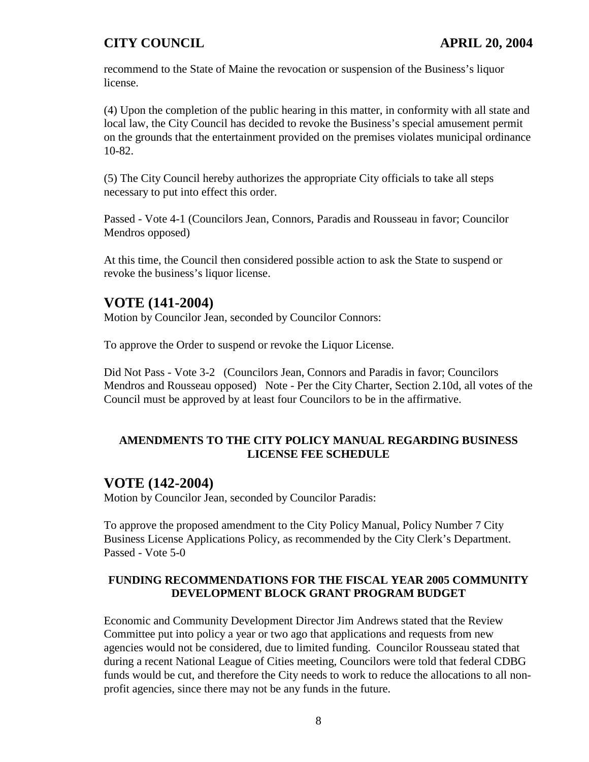recommend to the State of Maine the revocation or suspension of the Business's liquor license.

(4) Upon the completion of the public hearing in this matter, in conformity with all state and local law, the City Council has decided to revoke the Business's special amusement permit on the grounds that the entertainment provided on the premises violates municipal ordinance 10-82.

(5) The City Council hereby authorizes the appropriate City officials to take all steps necessary to put into effect this order.

Passed - Vote 4-1 (Councilors Jean, Connors, Paradis and Rousseau in favor; Councilor Mendros opposed)

At this time, the Council then considered possible action to ask the State to suspend or revoke the business's liquor license.

## VOTE (141-2004)

Motion by Councilor Jean, seconded by Councilor Connors:

To approve the Order to suspend or revoke the Liquor License.

Did Not Pass - Vote 3-2 (Councilors Jean, Connors and Paradis in favor; Councilors Mendros and Rousseau opposed) Note - Per the City Charter, Section 2.10d, all votes of the Council must be approved by at least four Councilors to be in the affirmative.

**AMENDMENTS TO THE CITY POLICY MANUAL REGARDING BUSINESS LICENSE FEE SCHEDULE**

## VOTE (142-2004)

Motion by Councilor Jean, seconded by Councilor Paradis:

To approve the proposed amendment to the City Policy Manual, Policy Number 7 City Business License Applications Policy, as recommended by the City Clerk's Department.
Passed - Vote 5-0

**FUNDING RECOMMENDATIONS FOR THE FISCAL YEAR 2005 COMMUNITY DEVELOPMENT BLOCK GRANT PROGRAM BUDGET**

Economic and Community Development Director Jim Andrews stated that the Review Committee put into policy a year or two ago that applications and requests from new agencies would not be considered, due to limited funding. Councilor Rousseau stated that during a recent National League of Cities meeting, Councilors were told that federal CDBG funds would be cut, and therefore the City needs to work to reduce the allocations to all non-profit agencies, since there may not be any funds in the future.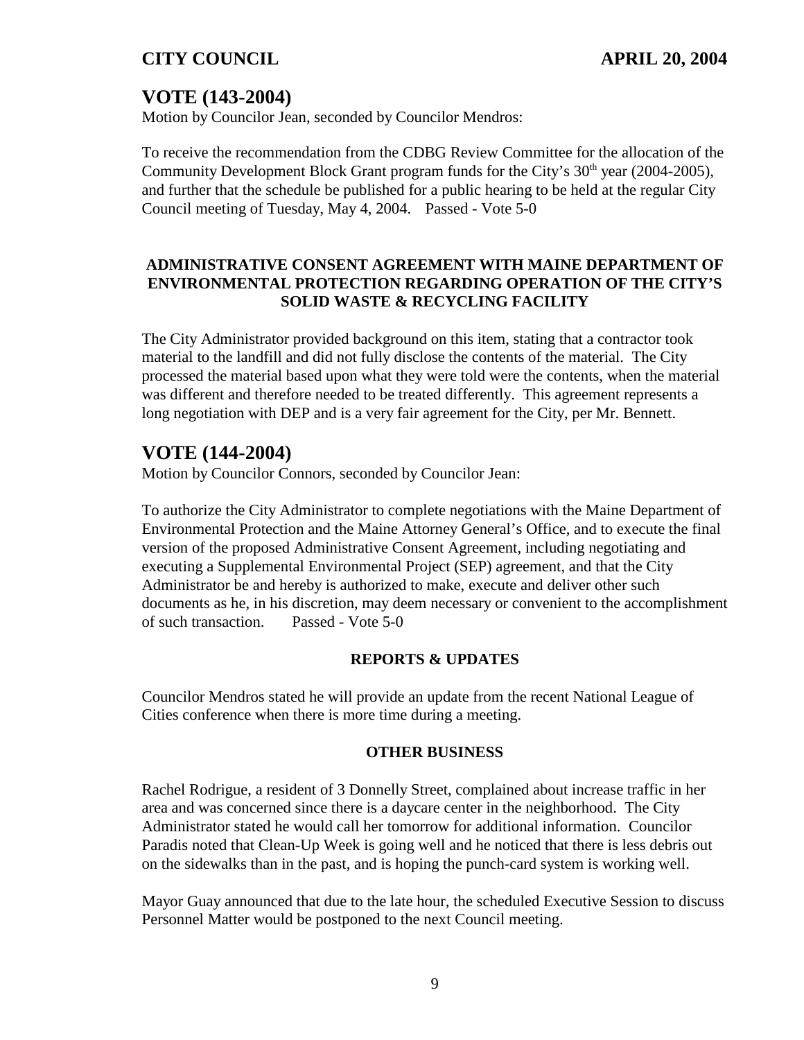## VOTE (143-2004)

Motion by Councilor Jean, seconded by Councilor Mendros:

To receive the recommendation from the CDBG Review Committee for the allocation of the Community Development Block Grant program funds for the City's 30th year (2004-2005), and further that the schedule be published for a public hearing to be held at the regular City Council meeting of Tuesday, May 4, 2004. Passed - Vote 5-0

**ADMINISTRATIVE CONSENT AGREEMENT WITH MAINE DEPARTMENT OF ENVIRONMENTAL PROTECTION REGARDING OPERATION OF THE CITY'S SOLID WASTE & RECYCLING FACILITY**

The City Administrator provided background on this item, stating that a contractor took material to the landfill and did not fully disclose the contents of the material. The City processed the material based upon what they were told were the contents, when the material was different and therefore needed to be treated differently. This agreement represents a long negotiation with DEP and is a very fair agreement for the City, per Mr. Bennett.

## VOTE (144-2004)

Motion by Councilor Connors, seconded by Councilor Jean:

To authorize the City Administrator to complete negotiations with the Maine Department of Environmental Protection and the Maine Attorney General's Office, and to execute the final version of the proposed Administrative Consent Agreement, including negotiating and executing a Supplemental Environmental Project (SEP) agreement, and that the City Administrator be and hereby is authorized to make, execute and deliver other such documents as he, in his discretion, may deem necessary or convenient to the accomplishment of such transaction. Passed - Vote 5-0

**REPORTS & UPDATES**

Councilor Mendros stated he will provide an update from the recent National League of Cities conference when there is more time during a meeting.

**OTHER BUSINESS**

Rachel Rodrigue, a resident of 3 Donnelly Street, complained about increase traffic in her area and was concerned since there is a daycare center in the neighborhood. The City Administrator stated he would call her tomorrow for additional information. Councilor Paradis noted that Clean-Up Week is going well and he noticed that there is less debris out on the sidewalks than in the past, and is hoping the punch-card system is working well.

Mayor Guay announced that due to the late hour, the scheduled Executive Session to discuss Personnel Matter would be postponed to the next Council meeting.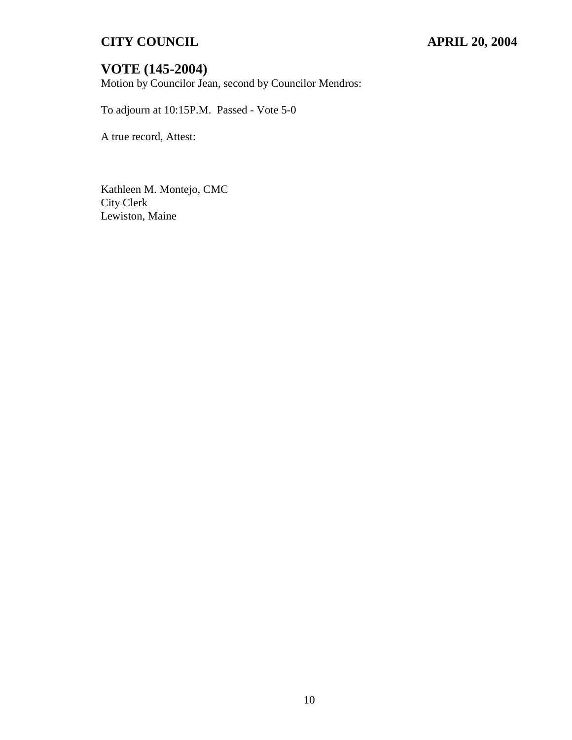## VOTE (145-2004)

Motion by Councilor Jean, second by Councilor Mendros:

To adjourn at 10:15P.M. Passed - Vote 5-0

A true record, Attest:

Kathleen M. Montejo, CMC
City Clerk
Lewiston, Maine